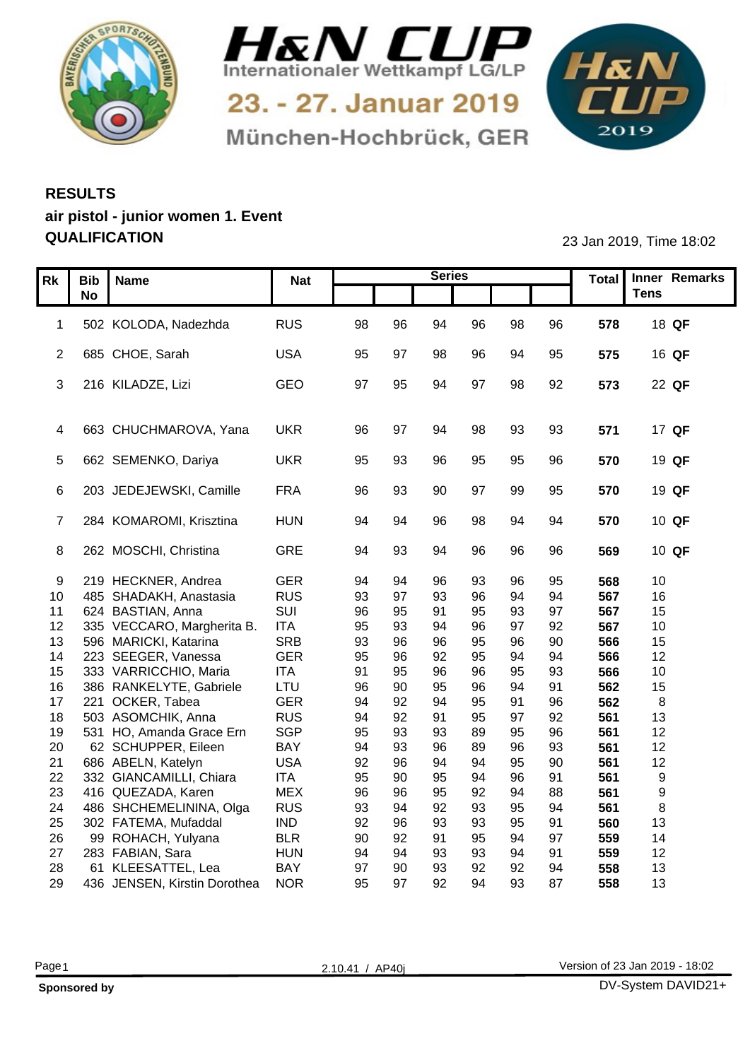# H&N CUP

Internationaler Wettkampf LG/LP

23. - 27. Januar 2019

München-Hochbrück, GER

## RESULTS

### air pistol - junior women 1. Event

### QUALIFICATION

23 Jan 2019, Time 18:02

| Rk | Bib No | Name | Nat | Series | | | | | | Total | Inner Tens | Remarks |
|---|---|---|---|---|---|---|---|---|---|---|---|---|
| 1 | 502 | KOLODA, Nadezhda | RUS | 98 | 96 | 94 | 96 | 98 | 96 | **578** | 18 | **QF** |
| 2 | 685 | CHOE, Sarah | USA | 95 | 97 | 98 | 96 | 94 | 95 | **575** | 16 | **QF** |
| 3 | 216 | KILADZE, Lizi | GEO | 97 | 95 | 94 | 97 | 98 | 92 | **573** | 22 | **QF** |
| 4 | 663 | CHUCHMAROVA, Yana | UKR | 96 | 97 | 94 | 98 | 93 | 93 | **571** | 17 | **QF** |
| 5 | 662 | SEMENKO, Dariya | UKR | 95 | 93 | 96 | 95 | 95 | 96 | **570** | 19 | **QF** |
| 6 | 203 | JEDEJEWSKI, Camille | FRA | 96 | 93 | 90 | 97 | 99 | 95 | **570** | 19 | **QF** |
| 7 | 284 | KOMAROMI, Krisztina | HUN | 94 | 94 | 96 | 98 | 94 | 94 | **570** | 10 | **QF** |
| 8 | 262 | MOSCHI, Christina | GRE | 94 | 93 | 94 | 96 | 96 | 96 | **569** | 10 | **QF** |
| 9 | 219 | HECKNER, Andrea | GER | 94 | 94 | 96 | 93 | 96 | 95 | **568** | 10 | |
| 10 | 485 | SHADAKH, Anastasia | RUS | 93 | 97 | 93 | 96 | 94 | 94 | **567** | 16 | |
| 11 | 624 | BASTIAN, Anna | SUI | 96 | 95 | 91 | 95 | 93 | 97 | **567** | 15 | |
| 12 | 335 | VECCARO, Margherita B. | ITA | 95 | 93 | 94 | 96 | 97 | 92 | **567** | 10 | |
| 13 | 596 | MARICKI, Katarina | SRB | 93 | 96 | 96 | 95 | 96 | 90 | **566** | 15 | |
| 14 | 223 | SEEGER, Vanessa | GER | 95 | 96 | 92 | 95 | 94 | 94 | **566** | 12 | |
| 15 | 333 | VARRICCHIO, Maria | ITA | 91 | 95 | 96 | 96 | 95 | 93 | **566** | 10 | |
| 16 | 386 | RANKELYTE, Gabriele | LTU | 96 | 90 | 95 | 96 | 94 | 91 | **562** | 15 | |
| 17 | 221 | OCKER, Tabea | GER | 94 | 92 | 94 | 95 | 91 | 96 | **562** | 8 | |
| 18 | 503 | ASOMCHIK, Anna | RUS | 94 | 92 | 91 | 95 | 97 | 92 | **561** | 13 | |
| 19 | 531 | HO, Amanda Grace Ern | SGP | 95 | 93 | 93 | 89 | 95 | 96 | **561** | 12 | |
| 20 | 62 | SCHUPPER, Eileen | BAY | 94 | 93 | 96 | 89 | 96 | 93 | **561** | 12 | |
| 21 | 686 | ABELN, Katelyn | USA | 92 | 96 | 94 | 94 | 95 | 90 | **561** | 12 | |
| 22 | 332 | GIANCAMILLI, Chiara | ITA | 95 | 90 | 95 | 94 | 96 | 91 | **561** | 9 | |
| 23 | 416 | QUEZADA, Karen | MEX | 96 | 96 | 95 | 92 | 94 | 88 | **561** | 9 | |
| 24 | 486 | SHCHEMELININA, Olga | RUS | 93 | 94 | 92 | 93 | 95 | 94 | **561** | 8 | |
| 25 | 302 | FATEMA, Mufaddal | IND | 92 | 96 | 93 | 93 | 95 | 91 | **560** | 13 | |
| 26 | 99 | ROHACH, Yulyana | BLR | 90 | 92 | 91 | 95 | 94 | 97 | **559** | 14 | |
| 27 | 283 | FABIAN, Sara | HUN | 94 | 94 | 93 | 93 | 94 | 91 | **559** | 12 | |
| 28 | 61 | KLEESATTEL, Lea | BAY | 97 | 90 | 93 | 92 | 92 | 94 | **558** | 13 | |
| 29 | 436 | JENSEN, Kirstin Dorothea | NOR | 95 | 97 | 92 | 94 | 93 | 87 | **558** | 13 | |

2.10.41 / AP40j

Version of 23 Jan 2019 - 18:02

**Sponsored by**

DV-System DAVID21+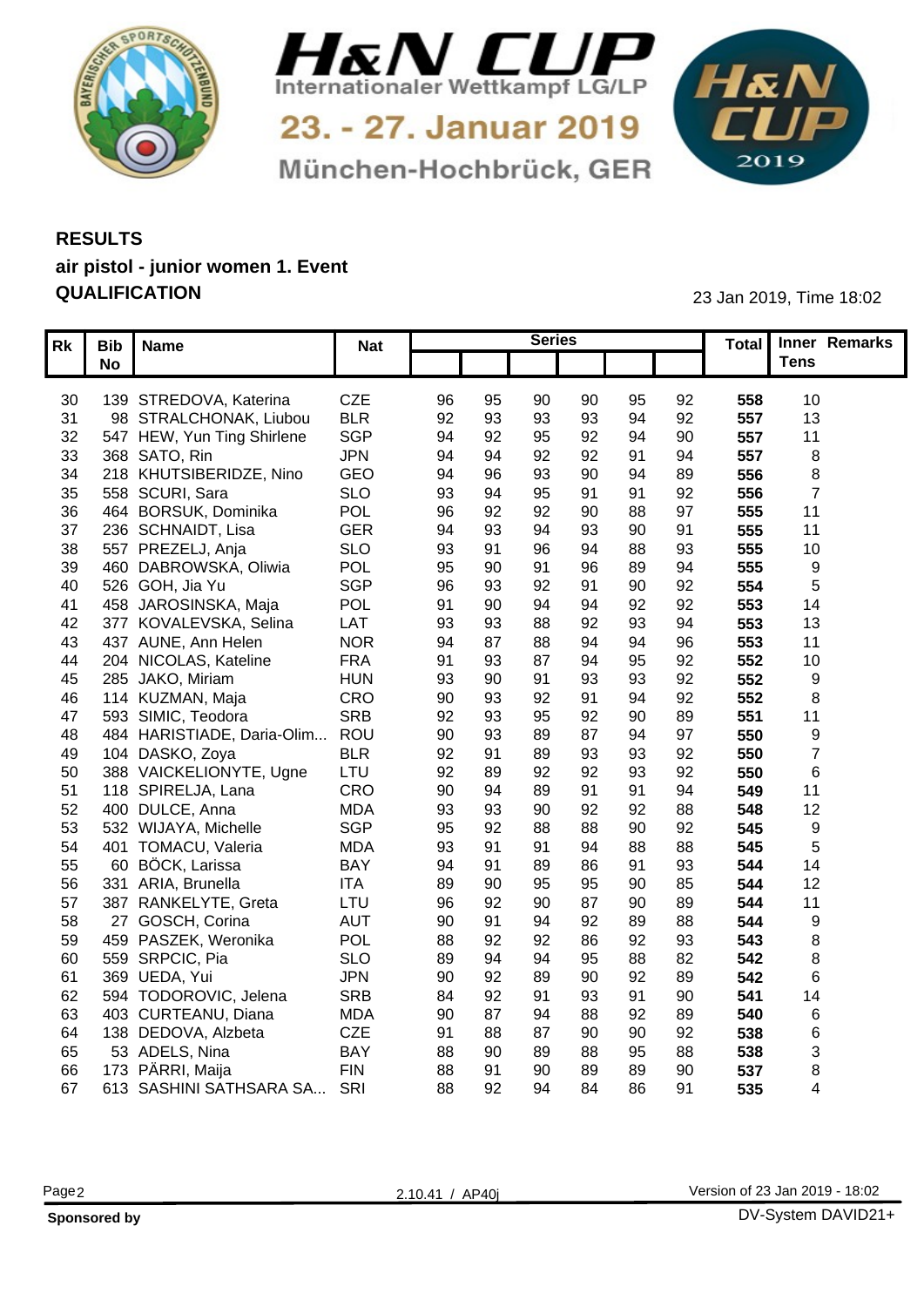# H&N CUP

Internationaler Wettkampf LG/LP

23. - 27. Januar 2019

München-Hochbrück, GER

## RESULTS

### air pistol - junior women 1. Event

### QUALIFICATION

23 Jan 2019, Time 18:02

| Rk | Bib No | Name | Nat | Series | | | | | | Total | Inner Tens | Remarks |
|---|---|---|---|---|---|---|---|---|---|---|---|---|
| 30 | 139 | STREDOVA, Katerina | CZE | 96 | 95 | 90 | 90 | 95 | 92 | **558** | 10 | |
| 31 | 98 | STRALCHONAK, Liubou | BLR | 92 | 93 | 93 | 93 | 94 | 92 | **557** | 13 | |
| 32 | 547 | HEW, Yun Ting Shirlene | SGP | 94 | 92 | 95 | 92 | 94 | 90 | **557** | 11 | |
| 33 | 368 | SATO, Rin | JPN | 94 | 94 | 92 | 92 | 91 | 94 | **557** | 8 | |
| 34 | 218 | KHUTSIBERIDZE, Nino | GEO | 94 | 96 | 93 | 90 | 94 | 89 | **556** | 8 | |
| 35 | 558 | SCURI, Sara | SLO | 93 | 94 | 95 | 91 | 91 | 92 | **556** | 7 | |
| 36 | 464 | BORSUK, Dominika | POL | 96 | 92 | 92 | 90 | 88 | 97 | **555** | 11 | |
| 37 | 236 | SCHNAIDT, Lisa | GER | 94 | 93 | 94 | 93 | 90 | 91 | **555** | 11 | |
| 38 | 557 | PREZELJ, Anja | SLO | 93 | 91 | 96 | 94 | 88 | 93 | **555** | 10 | |
| 39 | 460 | DABROWSKA, Oliwia | POL | 95 | 90 | 91 | 96 | 89 | 94 | **555** | 9 | |
| 40 | 526 | GOH, Jia Yu | SGP | 96 | 93 | 92 | 91 | 90 | 92 | **554** | 5 | |
| 41 | 458 | JAROSINSKA, Maja | POL | 91 | 90 | 94 | 94 | 92 | 92 | **553** | 14 | |
| 42 | 377 | KOVALEVSKA, Selina | LAT | 93 | 93 | 88 | 92 | 93 | 94 | **553** | 13 | |
| 43 | 437 | AUNE, Ann Helen | NOR | 94 | 87 | 88 | 94 | 94 | 96 | **553** | 11 | |
| 44 | 204 | NICOLAS, Kateline | FRA | 91 | 93 | 87 | 94 | 95 | 92 | **552** | 10 | |
| 45 | 285 | JAKO, Miriam | HUN | 93 | 90 | 91 | 93 | 93 | 92 | **552** | 9 | |
| 46 | 114 | KUZMAN, Maja | CRO | 90 | 93 | 92 | 91 | 94 | 92 | **552** | 8 | |
| 47 | 593 | SIMIC, Teodora | SRB | 92 | 93 | 95 | 92 | 90 | 89 | **551** | 11 | |
| 48 | 484 | HARISTIADE, Daria-Olim... | ROU | 90 | 93 | 89 | 87 | 94 | 97 | **550** | 9 | |
| 49 | 104 | DASKO, Zoya | BLR | 92 | 91 | 89 | 93 | 93 | 92 | **550** | 7 | |
| 50 | 388 | VAICKELIONYTE, Ugne | LTU | 92 | 89 | 92 | 92 | 93 | 92 | **550** | 6 | |
| 51 | 118 | SPIRELJA, Lana | CRO | 90 | 94 | 89 | 91 | 91 | 94 | **549** | 11 | |
| 52 | 400 | DULCE, Anna | MDA | 93 | 93 | 90 | 92 | 92 | 88 | **548** | 12 | |
| 53 | 532 | WIJAYA, Michelle | SGP | 95 | 92 | 88 | 88 | 90 | 92 | **545** | 9 | |
| 54 | 401 | TOMACU, Valeria | MDA | 93 | 91 | 91 | 94 | 88 | 88 | **545** | 5 | |
| 55 | 60 | BÖCK, Larissa | BAY | 94 | 91 | 89 | 86 | 91 | 93 | **544** | 14 | |
| 56 | 331 | ARIA, Brunella | ITA | 89 | 90 | 95 | 95 | 90 | 85 | **544** | 12 | |
| 57 | 387 | RANKELYTE, Greta | LTU | 96 | 92 | 90 | 87 | 90 | 89 | **544** | 11 | |
| 58 | 27 | GOSCH, Corina | AUT | 90 | 91 | 94 | 92 | 89 | 88 | **544** | 9 | |
| 59 | 459 | PASZEK, Weronika | POL | 88 | 92 | 92 | 86 | 92 | 93 | **543** | 8 | |
| 60 | 559 | SRPCIC, Pia | SLO | 89 | 94 | 94 | 95 | 88 | 82 | **542** | 8 | |
| 61 | 369 | UEDA, Yui | JPN | 90 | 92 | 89 | 90 | 92 | 89 | **542** | 6 | |
| 62 | 594 | TODOROVIC, Jelena | SRB | 84 | 92 | 91 | 93 | 91 | 90 | **541** | 14 | |
| 63 | 403 | CURTEANU, Diana | MDA | 90 | 87 | 94 | 88 | 92 | 89 | **540** | 6 | |
| 64 | 138 | DEDOVA, Alzbeta | CZE | 91 | 88 | 87 | 90 | 90 | 92 | **538** | 6 | |
| 65 | 53 | ADELS, Nina | BAY | 88 | 90 | 89 | 88 | 95 | 88 | **538** | 3 | |
| 66 | 173 | PÄRRI, Maija | FIN | 88 | 91 | 90 | 89 | 89 | 90 | **537** | 8 | |
| 67 | 613 | SASHINI SATHSARA SA... | SRI | 88 | 92 | 94 | 84 | 86 | 91 | **535** | 4 | |

2.10.41 / AP40j

Version of 23 Jan 2019 - 18:02

**Sponsored by**

DV-System DAVID21+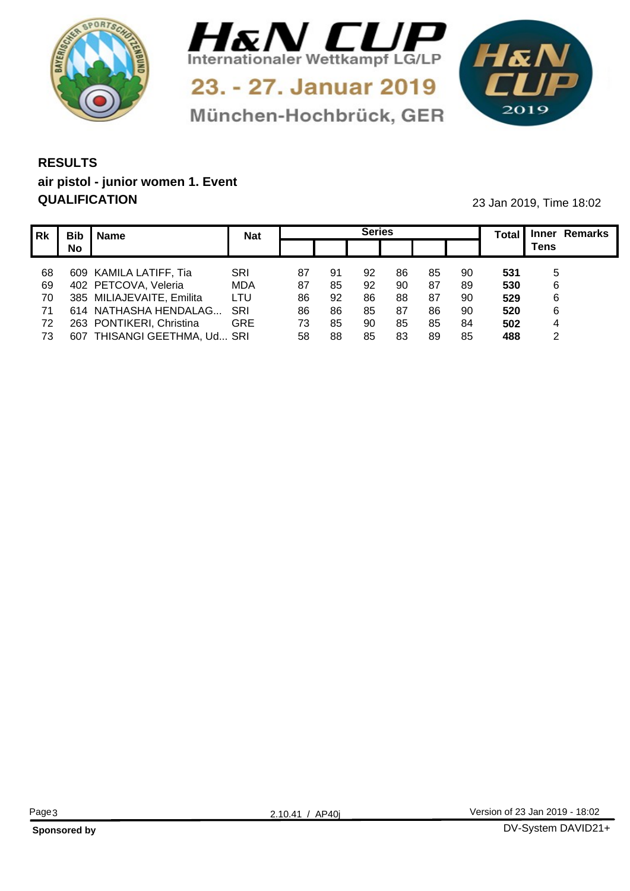H&N CUP
Internationaler Wettkampf LG/LP
23. - 27. Januar 2019
München-Hochbrück, GER

## RESULTS
### air pistol - junior women 1. Event
### QUALIFICATION

23 Jan 2019, Time 18:02

| Rk | Bib No | Name | Nat | Series | | | | | | Total | Inner Tens | Remarks |
|---|---|---|---|---|---|---|---|---|---|---|---|---|
| 68 | 609 | KAMILA LATIFF, Tia | SRI | 87 | 91 | 92 | 86 | 85 | 90 | **531** | 5 | |
| 69 | 402 | PETCOVA, Veleria | MDA | 87 | 85 | 92 | 90 | 87 | 89 | **530** | 6 | |
| 70 | 385 | MILIAJEVAITE, Emilita | LTU | 86 | 92 | 86 | 88 | 87 | 90 | **529** | 6 | |
| 71 | 614 | NATHASHA HENDALAG... | SRI | 86 | 86 | 85 | 87 | 86 | 90 | **520** | 6 | |
| 72 | 263 | PONTIKERI, Christina | GRE | 73 | 85 | 90 | 85 | 85 | 84 | **502** | 4 | |
| 73 | 607 | THISANGI GEETHMA, Ud... | SRI | 58 | 88 | 85 | 83 | 89 | 85 | **488** | 2 | |

2.10.41 / AP40j

Version of 23 Jan 2019 - 18:02

**Sponsored by**

DV-System DAVID21+